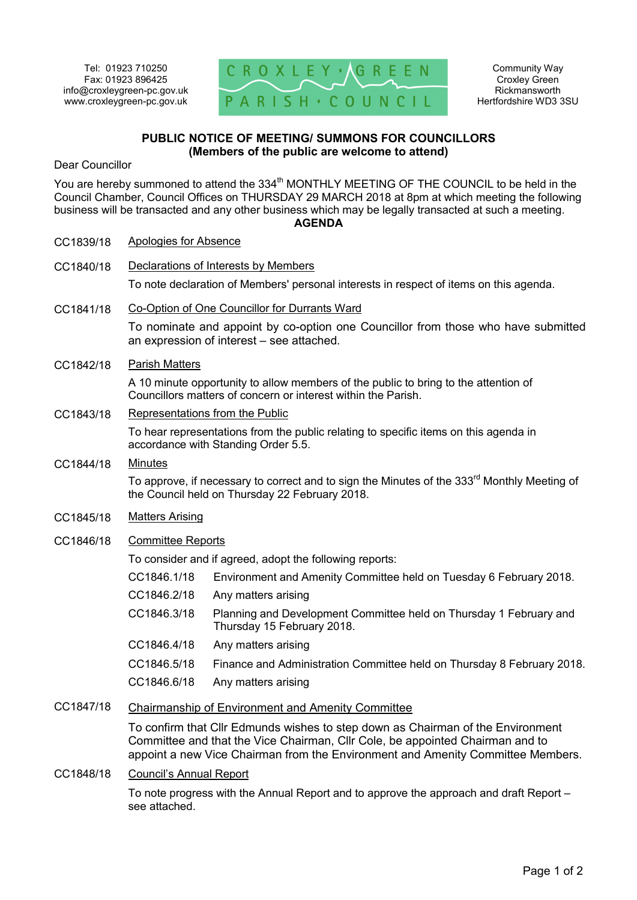Tel: 01923 710250
Fax: 01923 896425
info@croxleygreen-pc.gov.uk
www.croxleygreen-pc.gov.uk

CROXLEY · GREEN
PARISH · COUNCIL

Community Way
Croxley Green
Rickmansworth
Hertfordshire WD3 3SU

**PUBLIC NOTICE OF MEETING/ SUMMONS FOR COUNCILLORS**
**(Members of the public are welcome to attend)**

Dear Councillor

You are hereby summoned to attend the 334th MONTHLY MEETING OF THE COUNCIL to be held in the Council Chamber, Council Offices on THURSDAY 29 MARCH 2018 at 8pm at which meeting the following business will be transacted and any other business which may be legally transacted at such a meeting.

**AGENDA**

CC1839/18 Apologies for Absence

CC1840/18 Declarations of Interests by Members

To note declaration of Members' personal interests in respect of items on this agenda.

CC1841/18 Co-Option of One Councillor for Durrants Ward

To nominate and appoint by co-option one Councillor from those who have submitted an expression of interest – see attached.

CC1842/18 Parish Matters

A 10 minute opportunity to allow members of the public to bring to the attention of Councillors matters of concern or interest within the Parish.

CC1843/18 Representations from the Public

To hear representations from the public relating to specific items on this agenda in accordance with Standing Order 5.5.

CC1844/18 Minutes

To approve, if necessary to correct and to sign the Minutes of the 333rd Monthly Meeting of the Council held on Thursday 22 February 2018.

CC1845/18 Matters Arising

CC1846/18 Committee Reports

To consider and if agreed, adopt the following reports:

- CC1846.1/18 Environment and Amenity Committee held on Tuesday 6 February 2018.
- CC1846.2/18 Any matters arising
- CC1846.3/18 Planning and Development Committee held on Thursday 1 February and Thursday 15 February 2018.
- CC1846.4/18 Any matters arising
- CC1846.5/18 Finance and Administration Committee held on Thursday 8 February 2018.
- CC1846.6/18 Any matters arising

CC1847/18 Chairmanship of Environment and Amenity Committee

To confirm that Cllr Edmunds wishes to step down as Chairman of the Environment Committee and that the Vice Chairman, Cllr Cole, be appointed Chairman and to appoint a new Vice Chairman from the Environment and Amenity Committee Members.

CC1848/18 Council's Annual Report

To note progress with the Annual Report and to approve the approach and draft Report – see attached.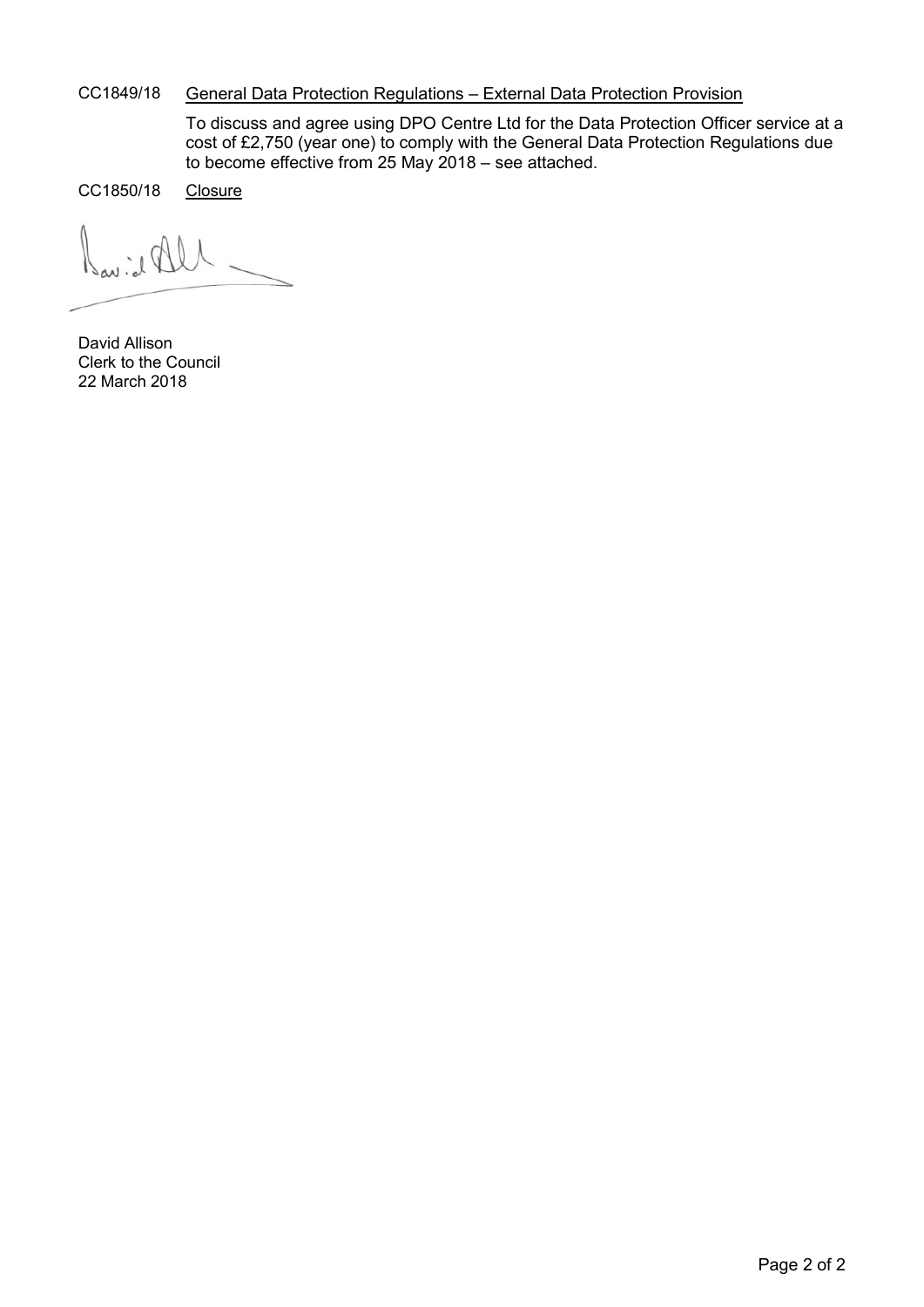CC1849/18 General Data Protection Regulations – External Data Protection Provision

To discuss and agree using DPO Centre Ltd for the Data Protection Officer service at a cost of £2,750 (year one) to comply with the General Data Protection Regulations due to become effective from 25 May 2018 – see attached.

CC1850/18 Closure

David Allison
Clerk to the Council
22 March 2018